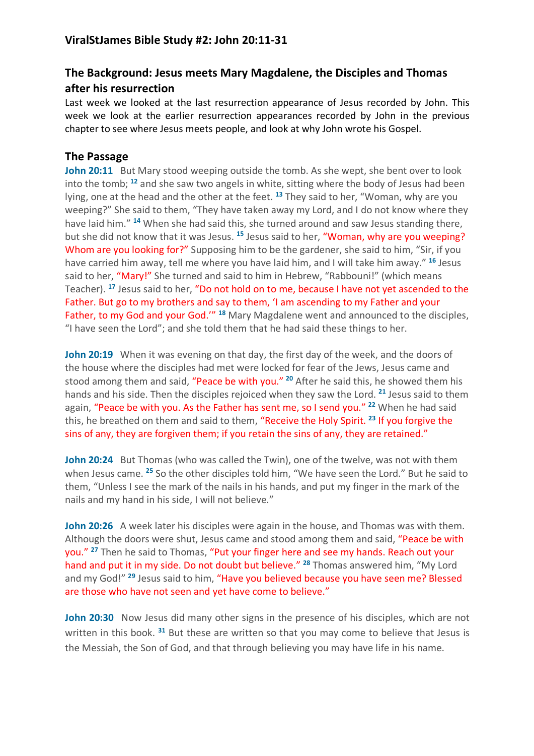## ViralStJames Bible Study #2: John 20:11-31

## The Background: Jesus meets Mary Magdalene, the Disciples and Thomas after his resurrection

Last week we looked at the last resurrection appearance of Jesus recorded by John. This week we look at the earlier resurrection appearances recorded by John in the previous chapter to see where Jesus meets people, and look at why John wrote his Gospel.

## The Passage

**John 20:11** But Mary stood weeping outside the tomb. As she wept, she bent over to look into the tomb; [12] and she saw two angels in white, sitting where the body of Jesus had been lying, one at the head and the other at the feet. [13] They said to her, "Woman, why are you weeping?" She said to them, "They have taken away my Lord, and I do not know where they have laid him." [14] When she had said this, she turned around and saw Jesus standing there, but she did not know that it was Jesus. [15] Jesus said to her, "Woman, why are you weeping? Whom are you looking for?" Supposing him to be the gardener, she said to him, "Sir, if you have carried him away, tell me where you have laid him, and I will take him away." [16] Jesus said to her, "Mary!" She turned and said to him in Hebrew, "Rabbouni!" (which means Teacher). [17] Jesus said to her, "Do not hold on to me, because I have not yet ascended to the Father. But go to my brothers and say to them, 'I am ascending to my Father and your Father, to my God and your God.'" [18] Mary Magdalene went and announced to the disciples, "I have seen the Lord"; and she told them that he had said these things to her.

**John 20:19** When it was evening on that day, the first day of the week, and the doors of the house where the disciples had met were locked for fear of the Jews, Jesus came and stood among them and said, "Peace be with you." [20] After he said this, he showed them his hands and his side. Then the disciples rejoiced when they saw the Lord. [21] Jesus said to them again, "Peace be with you. As the Father has sent me, so I send you." [22] When he had said this, he breathed on them and said to them, "Receive the Holy Spirit. [23] If you forgive the sins of any, they are forgiven them; if you retain the sins of any, they are retained."

**John 20:24** But Thomas (who was called the Twin), one of the twelve, was not with them when Jesus came. [25] So the other disciples told him, "We have seen the Lord." But he said to them, "Unless I see the mark of the nails in his hands, and put my finger in the mark of the nails and my hand in his side, I will not believe."

**John 20:26** A week later his disciples were again in the house, and Thomas was with them. Although the doors were shut, Jesus came and stood among them and said, "Peace be with you." [27] Then he said to Thomas, "Put your finger here and see my hands. Reach out your hand and put it in my side. Do not doubt but believe." [28] Thomas answered him, "My Lord and my God!" [29] Jesus said to him, "Have you believed because you have seen me? Blessed are those who have not seen and yet have come to believe."

**John 20:30** Now Jesus did many other signs in the presence of his disciples, which are not written in this book. [31] But these are written so that you may come to believe that Jesus is the Messiah, the Son of God, and that through believing you may have life in his name.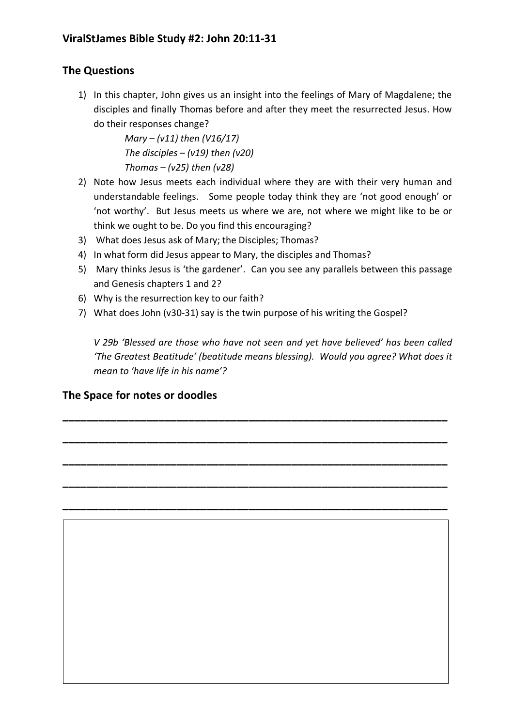**ViralStJames Bible Study #2: John 20:11-31**

## The Questions

1) In this chapter, John gives us an insight into the feelings of Mary of Magdalene; the disciples and finally Thomas before and after they meet the resurrected Jesus. How do their responses change?

   *Mary – (v11) then (V16/17)*
   *The disciples – (v19) then (v20)*
   *Thomas – (v25) then (v28)*

2) Note how Jesus meets each individual where they are with their very human and understandable feelings. Some people today think they are 'not good enough' or 'not worthy'. But Jesus meets us where we are, not where we might like to be or think we ought to be. Do you find this encouraging?
3) What does Jesus ask of Mary; the Disciples; Thomas?
4) In what form did Jesus appear to Mary, the disciples and Thomas?
5) Mary thinks Jesus is 'the gardener'. Can you see any parallels between this passage and Genesis chapters 1 and 2?
6) Why is the resurrection key to our faith?
7) What does John (v30-31) say is the twin purpose of his writing the Gospel?

*V 29b 'Blessed are those who have not seen and yet have believed' has been called 'The Greatest Beatitude' (beatitude means blessing). Would you agree? What does it mean to 'have life in his name'?*

## The Space for notes or doodles

______________________________________________________________

______________________________________________________________

______________________________________________________________

______________________________________________________________

______________________________________________________________